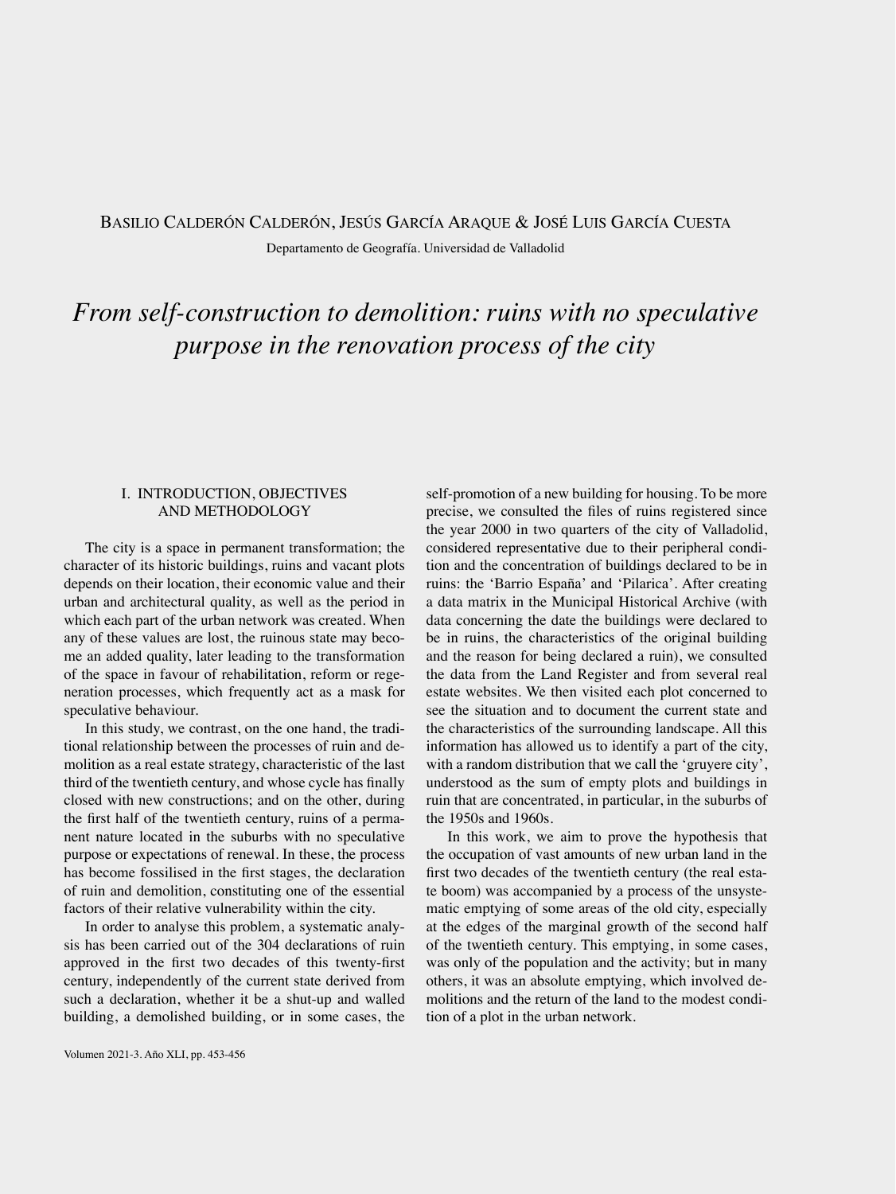Basilio Calderón Calderón, Jesús García Araque & José Luis García Cuesta

Departamento de Geografía. Universidad de Valladolid

# *From self-construction to demolition: ruins with no speculative purpose in the renovation process of the city*

## I. INTRODUCTION, OBJECTIVES AND METHODOLOGY

The city is a space in permanent transformation; the character of its historic buildings, ruins and vacant plots depends on their location, their economic value and their urban and architectural quality, as well as the period in which each part of the urban network was created. When any of these values are lost, the ruinous state may become an added quality, later leading to the transformation of the space in favour of rehabilitation, reform or regeneration processes, which frequently act as a mask for speculative behaviour.

In this study, we contrast, on the one hand, the traditional relationship between the processes of ruin and demolition as a real estate strategy, characteristic of the last third of the twentieth century, and whose cycle has finally closed with new constructions; and on the other, during the first half of the twentieth century, ruins of a permanent nature located in the suburbs with no speculative purpose or expectations of renewal. In these, the process has become fossilised in the first stages, the declaration of ruin and demolition, constituting one of the essential factors of their relative vulnerability within the city.

In order to analyse this problem, a systematic analysis has been carried out of the 304 declarations of ruin approved in the first two decades of this twenty-first century, independently of the current state derived from such a declaration, whether it be a shut-up and walled building, a demolished building, or in some cases, the self-promotion of a new building for housing. To be more precise, we consulted the files of ruins registered since the year 2000 in two quarters of the city of Valladolid, considered representative due to their peripheral condition and the concentration of buildings declared to be in ruins: the 'Barrio España' and 'Pilarica'. After creating a data matrix in the Municipal Historical Archive (with data concerning the date the buildings were declared to be in ruins, the characteristics of the original building and the reason for being declared a ruin), we consulted the data from the Land Register and from several real estate websites. We then visited each plot concerned to see the situation and to document the current state and the characteristics of the surrounding landscape. All this information has allowed us to identify a part of the city, with a random distribution that we call the 'gruyere city', understood as the sum of empty plots and buildings in ruin that are concentrated, in particular, in the suburbs of the 1950s and 1960s.

In this work, we aim to prove the hypothesis that the occupation of vast amounts of new urban land in the first two decades of the twentieth century (the real estate boom) was accompanied by a process of the unsystematic emptying of some areas of the old city, especially at the edges of the marginal growth of the second half of the twentieth century. This emptying, in some cases, was only of the population and the activity; but in many others, it was an absolute emptying, which involved demolitions and the return of the land to the modest condition of a plot in the urban network.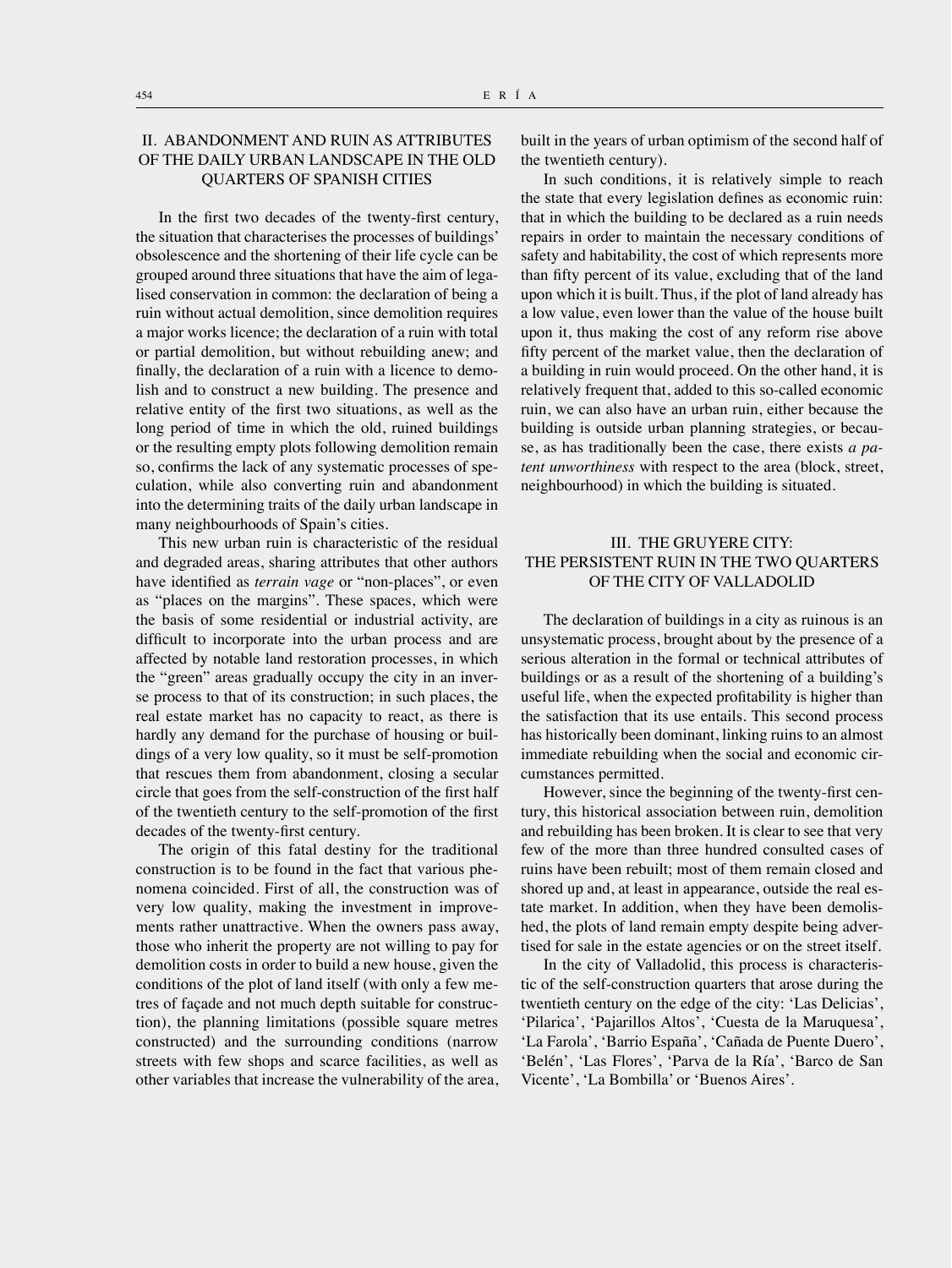## II. ABANDONMENT AND RUIN AS ATTRIBUTES OF THE DAILY URBAN LANDSCAPE IN THE OLD QUARTERS OF SPANISH CITIES

In the first two decades of the twenty-first century, the situation that characterises the processes of buildings' obsolescence and the shortening of their life cycle can be grouped around three situations that have the aim of legalised conservation in common: the declaration of being a ruin without actual demolition, since demolition requires a major works licence; the declaration of a ruin with total or partial demolition, but without rebuilding anew; and finally, the declaration of a ruin with a licence to demolish and to construct a new building. The presence and relative entity of the first two situations, as well as the long period of time in which the old, ruined buildings or the resulting empty plots following demolition remain so, confirms the lack of any systematic processes of speculation, while also converting ruin and abandonment into the determining traits of the daily urban landscape in many neighbourhoods of Spain's cities.

This new urban ruin is characteristic of the residual and degraded areas, sharing attributes that other authors have identified as *terrain vage* or "non-places", or even as "places on the margins". These spaces, which were the basis of some residential or industrial activity, are difficult to incorporate into the urban process and are affected by notable land restoration processes, in which the "green" areas gradually occupy the city in an inverse process to that of its construction; in such places, the real estate market has no capacity to react, as there is hardly any demand for the purchase of housing or buildings of a very low quality, so it must be self-promotion that rescues them from abandonment, closing a secular circle that goes from the self-construction of the first half of the twentieth century to the self-promotion of the first decades of the twenty-first century.

The origin of this fatal destiny for the traditional construction is to be found in the fact that various phenomena coincided. First of all, the construction was of very low quality, making the investment in improvements rather unattractive. When the owners pass away, those who inherit the property are not willing to pay for demolition costs in order to build a new house, given the conditions of the plot of land itself (with only a few metres of façade and not much depth suitable for construction), the planning limitations (possible square metres constructed) and the surrounding conditions (narrow streets with few shops and scarce facilities, as well as other variables that increase the vulnerability of the area, built in the years of urban optimism of the second half of the twentieth century).

In such conditions, it is relatively simple to reach the state that every legislation defines as economic ruin: that in which the building to be declared as a ruin needs repairs in order to maintain the necessary conditions of safety and habitability, the cost of which represents more than fifty percent of its value, excluding that of the land upon which it is built. Thus, if the plot of land already has a low value, even lower than the value of the house built upon it, thus making the cost of any reform rise above fifty percent of the market value, then the declaration of a building in ruin would proceed. On the other hand, it is relatively frequent that, added to this so-called economic ruin, we can also have an urban ruin, either because the building is outside urban planning strategies, or because, as has traditionally been the case, there exists *a patent unworthiness* with respect to the area (block, street, neighbourhood) in which the building is situated.

## III. THE GRUYERE CITY: THE PERSISTENT RUIN IN THE TWO QUARTERS OF THE CITY OF VALLADOLID

The declaration of buildings in a city as ruinous is an unsystematic process, brought about by the presence of a serious alteration in the formal or technical attributes of buildings or as a result of the shortening of a building's useful life, when the expected profitability is higher than the satisfaction that its use entails. This second process has historically been dominant, linking ruins to an almost immediate rebuilding when the social and economic circumstances permitted.

However, since the beginning of the twenty-first century, this historical association between ruin, demolition and rebuilding has been broken. It is clear to see that very few of the more than three hundred consulted cases of ruins have been rebuilt; most of them remain closed and shored up and, at least in appearance, outside the real estate market. In addition, when they have been demolished, the plots of land remain empty despite being advertised for sale in the estate agencies or on the street itself.

In the city of Valladolid, this process is characteristic of the self-construction quarters that arose during the twentieth century on the edge of the city: 'Las Delicias', 'Pilarica', 'Pajarillos Altos', 'Cuesta de la Maruquesa', 'La Farola', 'Barrio España', 'Cañada de Puente Duero', 'Belén', 'Las Flores', 'Parva de la Ría', 'Barco de San Vicente', 'La Bombilla' or 'Buenos Aires'.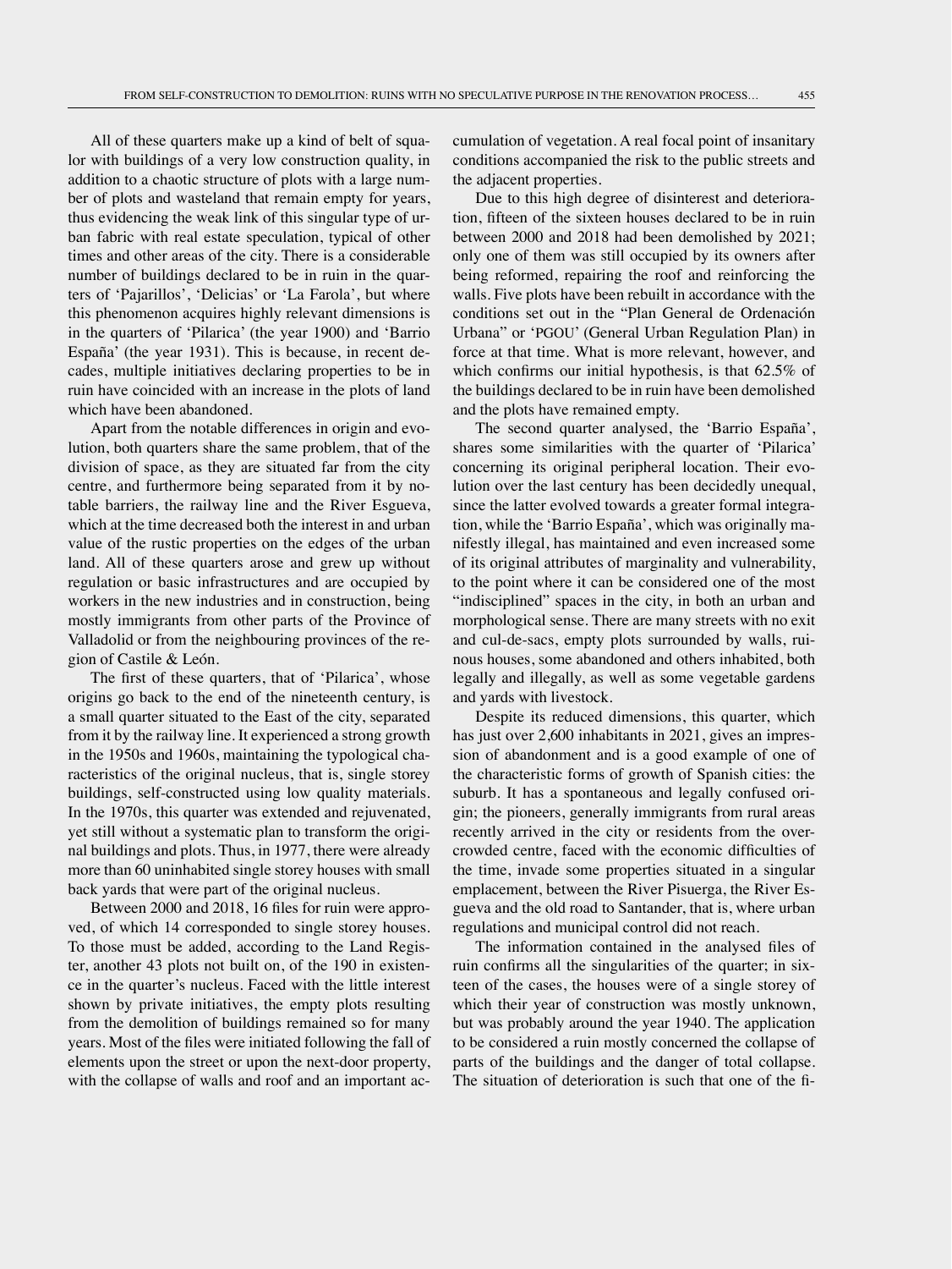All of these quarters make up a kind of belt of squalor with buildings of a very low construction quality, in addition to a chaotic structure of plots with a large number of plots and wasteland that remain empty for years, thus evidencing the weak link of this singular type of urban fabric with real estate speculation, typical of other times and other areas of the city. There is a considerable number of buildings declared to be in ruin in the quarters of 'Pajarillos', 'Delicias' or 'La Farola', but where this phenomenon acquires highly relevant dimensions is in the quarters of 'Pilarica' (the year 1900) and 'Barrio España' (the year 1931). This is because, in recent decades, multiple initiatives declaring properties to be in ruin have coincided with an increase in the plots of land which have been abandoned.

Apart from the notable differences in origin and evolution, both quarters share the same problem, that of the division of space, as they are situated far from the city centre, and furthermore being separated from it by notable barriers, the railway line and the River Esgueva, which at the time decreased both the interest in and urban value of the rustic properties on the edges of the urban land. All of these quarters arose and grew up without regulation or basic infrastructures and are occupied by workers in the new industries and in construction, being mostly immigrants from other parts of the Province of Valladolid or from the neighbouring provinces of the region of Castile & León.

The first of these quarters, that of 'Pilarica', whose origins go back to the end of the nineteenth century, is a small quarter situated to the East of the city, separated from it by the railway line. It experienced a strong growth in the 1950s and 1960s, maintaining the typological characteristics of the original nucleus, that is, single storey buildings, self-constructed using low quality materials. In the 1970s, this quarter was extended and rejuvenated, yet still without a systematic plan to transform the original buildings and plots. Thus, in 1977, there were already more than 60 uninhabited single storey houses with small back yards that were part of the original nucleus.

Between 2000 and 2018, 16 files for ruin were approved, of which 14 corresponded to single storey houses. To those must be added, according to the Land Register, another 43 plots not built on, of the 190 in existence in the quarter's nucleus. Faced with the little interest shown by private initiatives, the empty plots resulting from the demolition of buildings remained so for many years. Most of the files were initiated following the fall of elements upon the street or upon the next-door property, with the collapse of walls and roof and an important accumulation of vegetation. A real focal point of insanitary conditions accompanied the risk to the public streets and the adjacent properties.

Due to this high degree of disinterest and deterioration, fifteen of the sixteen houses declared to be in ruin between 2000 and 2018 had been demolished by 2021; only one of them was still occupied by its owners after being reformed, repairing the roof and reinforcing the walls. Five plots have been rebuilt in accordance with the conditions set out in the "Plan General de Ordenación Urbana" or 'PGOU' (General Urban Regulation Plan) in force at that time. What is more relevant, however, and which confirms our initial hypothesis, is that 62.5% of the buildings declared to be in ruin have been demolished and the plots have remained empty.

The second quarter analysed, the 'Barrio España', shares some similarities with the quarter of 'Pilarica' concerning its original peripheral location. Their evolution over the last century has been decidedly unequal, since the latter evolved towards a greater formal integration, while the 'Barrio España', which was originally manifestly illegal, has maintained and even increased some of its original attributes of marginality and vulnerability, to the point where it can be considered one of the most "indisciplined" spaces in the city, in both an urban and morphological sense. There are many streets with no exit and cul-de-sacs, empty plots surrounded by walls, ruinous houses, some abandoned and others inhabited, both legally and illegally, as well as some vegetable gardens and yards with livestock.

Despite its reduced dimensions, this quarter, which has just over 2,600 inhabitants in 2021, gives an impression of abandonment and is a good example of one of the characteristic forms of growth of Spanish cities: the suburb. It has a spontaneous and legally confused origin; the pioneers, generally immigrants from rural areas recently arrived in the city or residents from the overcrowded centre, faced with the economic difficulties of the time, invade some properties situated in a singular emplacement, between the River Pisuerga, the River Esgueva and the old road to Santander, that is, where urban regulations and municipal control did not reach.

The information contained in the analysed files of ruin confirms all the singularities of the quarter; in sixteen of the cases, the houses were of a single storey of which their year of construction was mostly unknown, but was probably around the year 1940. The application to be considered a ruin mostly concerned the collapse of parts of the buildings and the danger of total collapse. The situation of deterioration is such that one of the fi-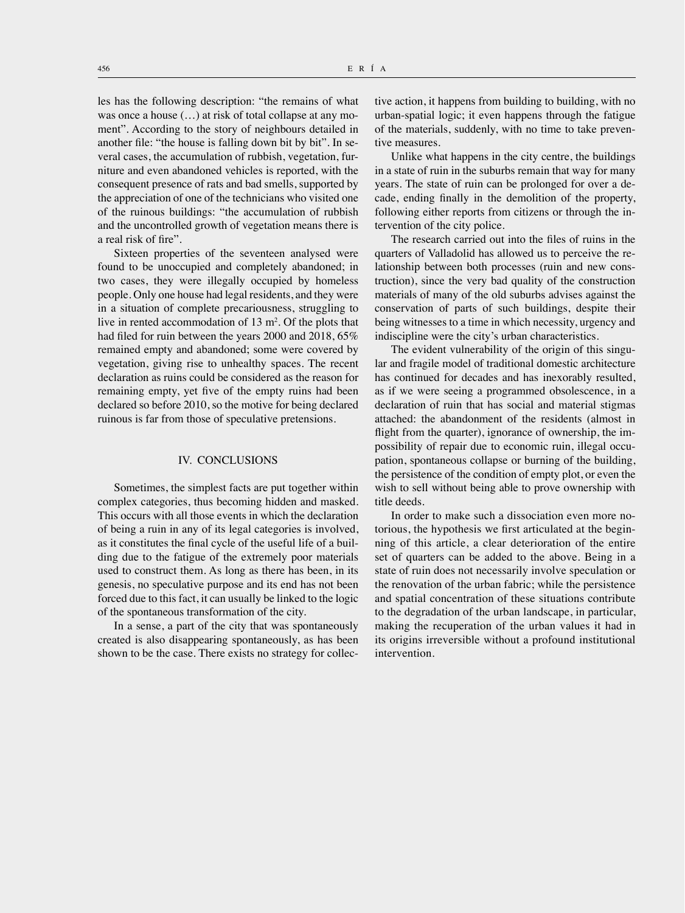les has the following description: "the remains of what was once a house (…) at risk of total collapse at any moment". According to the story of neighbours detailed in another file: "the house is falling down bit by bit". In several cases, the accumulation of rubbish, vegetation, furniture and even abandoned vehicles is reported, with the consequent presence of rats and bad smells, supported by the appreciation of one of the technicians who visited one of the ruinous buildings: "the accumulation of rubbish and the uncontrolled growth of vegetation means there is a real risk of fire".

Sixteen properties of the seventeen analysed were found to be unoccupied and completely abandoned; in two cases, they were illegally occupied by homeless people. Only one house had legal residents, and they were in a situation of complete precariousness, struggling to live in rented accommodation of 13 m$^2$. Of the plots that had filed for ruin between the years 2000 and 2018, 65% remained empty and abandoned; some were covered by vegetation, giving rise to unhealthy spaces. The recent declaration as ruins could be considered as the reason for remaining empty, yet five of the empty ruins had been declared so before 2010, so the motive for being declared ruinous is far from those of speculative pretensions.

## IV. CONCLUSIONS

Sometimes, the simplest facts are put together within complex categories, thus becoming hidden and masked. This occurs with all those events in which the declaration of being a ruin in any of its legal categories is involved, as it constitutes the final cycle of the useful life of a building due to the fatigue of the extremely poor materials used to construct them. As long as there has been, in its genesis, no speculative purpose and its end has not been forced due to this fact, it can usually be linked to the logic of the spontaneous transformation of the city.

In a sense, a part of the city that was spontaneously created is also disappearing spontaneously, as has been shown to be the case. There exists no strategy for collective action, it happens from building to building, with no urban-spatial logic; it even happens through the fatigue of the materials, suddenly, with no time to take preventive measures.

Unlike what happens in the city centre, the buildings in a state of ruin in the suburbs remain that way for many years. The state of ruin can be prolonged for over a decade, ending finally in the demolition of the property, following either reports from citizens or through the intervention of the city police.

The research carried out into the files of ruins in the quarters of Valladolid has allowed us to perceive the relationship between both processes (ruin and new construction), since the very bad quality of the construction materials of many of the old suburbs advises against the conservation of parts of such buildings, despite their being witnesses to a time in which necessity, urgency and indiscipline were the city's urban characteristics.

The evident vulnerability of the origin of this singular and fragile model of traditional domestic architecture has continued for decades and has inexorably resulted, as if we were seeing a programmed obsolescence, in a declaration of ruin that has social and material stigmas attached: the abandonment of the residents (almost in flight from the quarter), ignorance of ownership, the impossibility of repair due to economic ruin, illegal occupation, spontaneous collapse or burning of the building, the persistence of the condition of empty plot, or even the wish to sell without being able to prove ownership with title deeds.

In order to make such a dissociation even more notorious, the hypothesis we first articulated at the beginning of this article, a clear deterioration of the entire set of quarters can be added to the above. Being in a state of ruin does not necessarily involve speculation or the renovation of the urban fabric; while the persistence and spatial concentration of these situations contribute to the degradation of the urban landscape, in particular, making the recuperation of the urban values it had in its origins irreversible without a profound institutional intervention.